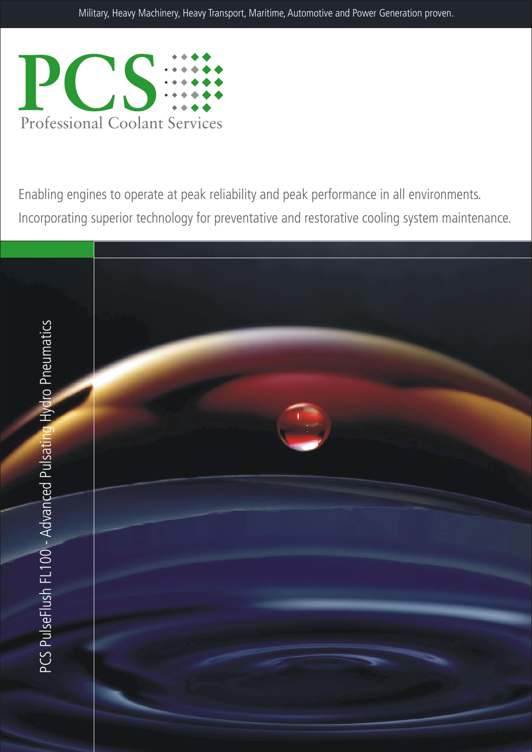Military, Heavy Machinery, Heavy Transport, Maritime, Automotive and Power Generation proven.

# PCS

Professional Coolant Services

Enabling engines to operate at peak reliability and peak performance in all environments.

Incorporating superior technology for preventative and restorative cooling system maintenance.

PCS PulseFlush FL100 - Advanced Pulsating Hydro Pneumatics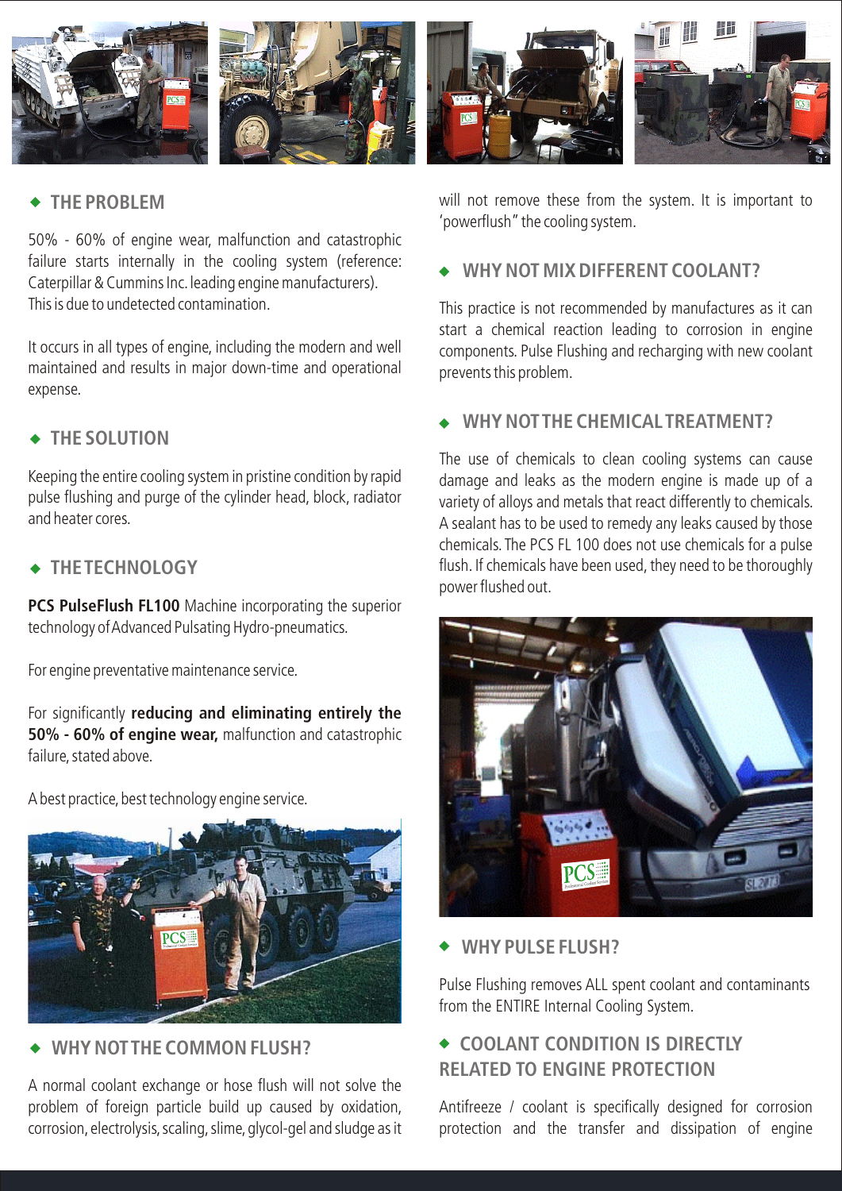## THE PROBLEM

50% - 60% of engine wear, malfunction and catastrophic failure starts internally in the cooling system (reference: Caterpillar & Cummins Inc. leading engine manufacturers). This is due to undetected contamination.

It occurs in all types of engine, including the modern and well maintained and results in major down-time and operational expense.

## THE SOLUTION

Keeping the entire cooling system in pristine condition by rapid pulse flushing and purge of the cylinder head, block, radiator and heater cores.

## THE TECHNOLOGY

**PCS PulseFlush FL100** Machine incorporating the superior technology of Advanced Pulsating Hydro-pneumatics.

For engine preventative maintenance service.

For significantly **reducing and eliminating entirely the 50% - 60% of engine wear,** malfunction and catastrophic failure, stated above.

A best practice, best technology engine service.

## WHY NOT THE COMMON FLUSH?

A normal coolant exchange or hose flush will not solve the problem of foreign particle build up caused by oxidation, corrosion, electrolysis, scaling, slime, glycol-gel and sludge as it will not remove these from the system. It is important to 'powerflush" the cooling system.

## WHY NOT MIX DIFFERENT COOLANT?

This practice is not recommended by manufactures as it can start a chemical reaction leading to corrosion in engine components. Pulse Flushing and recharging with new coolant prevents this problem.

## WHY NOT THE CHEMICAL TREATMENT?

The use of chemicals to clean cooling systems can cause damage and leaks as the modern engine is made up of a variety of alloys and metals that react differently to chemicals. A sealant has to be used to remedy any leaks caused by those chemicals. The PCS FL 100 does not use chemicals for a pulse flush. If chemicals have been used, they need to be thoroughly power flushed out.

## WHY PULSE FLUSH?

Pulse Flushing removes ALL spent coolant and contaminants from the ENTIRE Internal Cooling System.

## COOLANT CONDITION IS DIRECTLY RELATED TO ENGINE PROTECTION

Antifreeze / coolant is specifically designed for corrosion protection and the transfer and dissipation of engine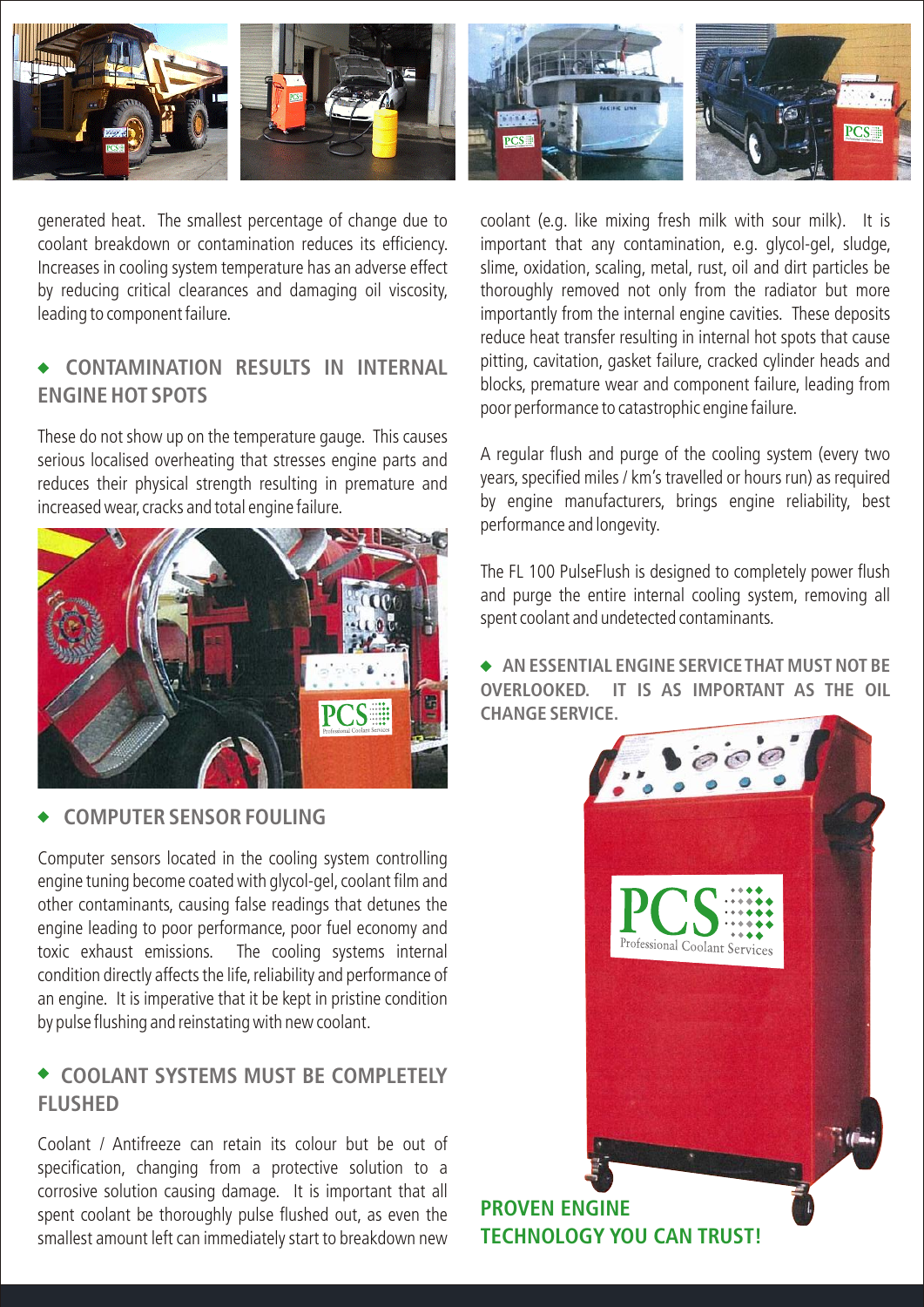generated heat. The smallest percentage of change due to coolant breakdown or contamination reduces its efficiency. Increases in cooling system temperature has an adverse effect by reducing critical clearances and damaging oil viscosity, leading to component failure.

## ◆ CONTAMINATION RESULTS IN INTERNAL ENGINE HOT SPOTS

These do not show up on the temperature gauge. This causes serious localised overheating that stresses engine parts and reduces their physical strength resulting in premature and increased wear, cracks and total engine failure.

## ◆ COMPUTER SENSOR FOULING

Computer sensors located in the cooling system controlling engine tuning become coated with glycol-gel, coolant film and other contaminants, causing false readings that detunes the engine leading to poor performance, poor fuel economy and toxic exhaust emissions. The cooling systems internal condition directly affects the life, reliability and performance of an engine. It is imperative that it be kept in pristine condition by pulse flushing and reinstating with new coolant.

## ◆ COOLANT SYSTEMS MUST BE COMPLETELY FLUSHED

Coolant / Antifreeze can retain its colour but be out of specification, changing from a protective solution to a corrosive solution causing damage. It is important that all spent coolant be thoroughly pulse flushed out, as even the smallest amount left can immediately start to breakdown new coolant (e.g. like mixing fresh milk with sour milk). It is important that any contamination, e.g. glycol-gel, sludge, slime, oxidation, scaling, metal, rust, oil and dirt particles be thoroughly removed not only from the radiator but more importantly from the internal engine cavities. These deposits reduce heat transfer resulting in internal hot spots that cause pitting, cavitation, gasket failure, cracked cylinder heads and blocks, premature wear and component failure, leading from poor performance to catastrophic engine failure.

A regular flush and purge of the cooling system (every two years, specified miles / km's travelled or hours run) as required by engine manufacturers, brings engine reliability, best performance and longevity.

The FL 100 PulseFlush is designed to completely power flush and purge the entire internal cooling system, removing all spent coolant and undetected contaminants.

## ◆ AN ESSENTIAL ENGINE SERVICE THAT MUST NOT BE OVERLOOKED. IT IS AS IMPORTANT AS THE OIL CHANGE SERVICE.

**PROVEN ENGINE TECHNOLOGY YOU CAN TRUST!**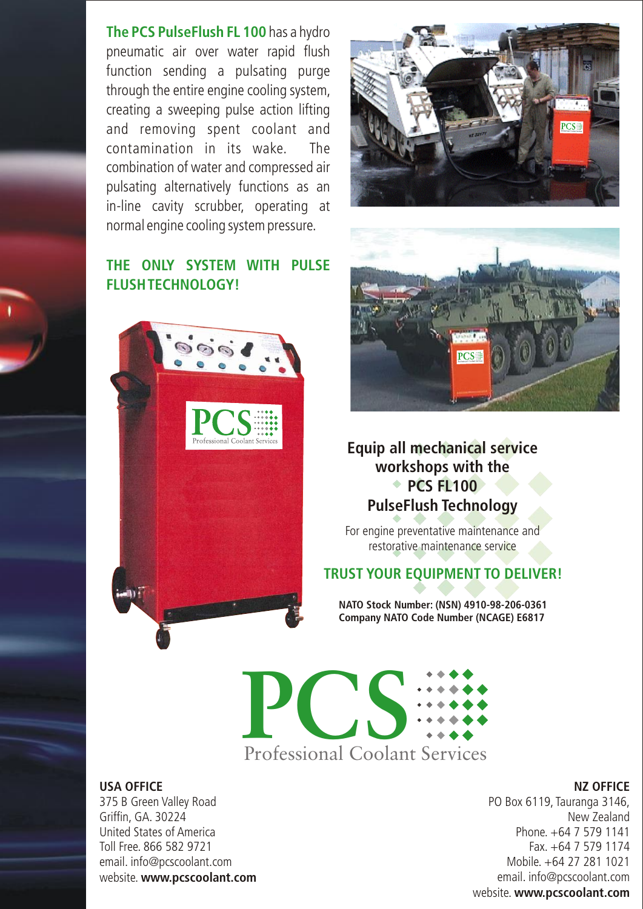**The PCS PulseFlush FL 100** has a hydro pneumatic air over water rapid flush function sending a pulsating purge through the entire engine cooling system, creating a sweeping pulse action lifting and removing spent coolant and contamination in its wake. The combination of water and compressed air pulsating alternatively functions as an in-line cavity scrubber, operating at normal engine cooling system pressure.

**THE ONLY SYSTEM WITH PULSE FLUSH TECHNOLOGY!**

## Equip all mechanical service workshops with the PCS FL100 PulseFlush Technology

For engine preventative maintenance and restorative maintenance service

**TRUST YOUR EQUIPMENT TO DELIVER!**

**NATO Stock Number: (NSN) 4910-98-206-0361**
**Company NATO Code Number (NCAGE) E6817**

PCS
Professional Coolant Services

**USA OFFICE**
375 B Green Valley Road
Griffin, GA. 30224
United States of America
Toll Free. 866 582 9721
email. info@pcscoolant.com
website. **www.pcscoolant.com**

**NZ OFFICE**
PO Box 6119, Tauranga 3146,
New Zealand
Phone. +64 7 579 1141
Fax. +64 7 579 1174
Mobile. +64 27 281 1021
email. info@pcscoolant.com
website. **www.pcscoolant.com**